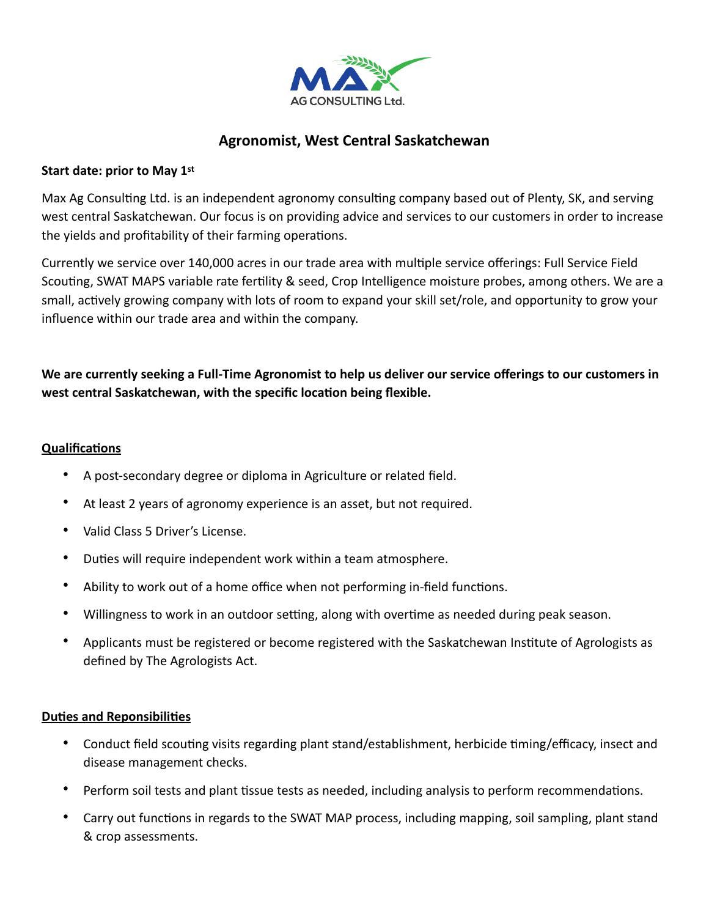MAX AG CONSULTING Ltd.

# Agronomist, West Central Saskatchewan

**Start date: prior to May 1st**

Max Ag Consulting Ltd. is an independent agronomy consulting company based out of Plenty, SK, and serving west central Saskatchewan. Our focus is on providing advice and services to our customers in order to increase the yields and profitability of their farming operations.

Currently we service over 140,000 acres in our trade area with multiple service offerings: Full Service Field Scouting, SWAT MAPS variable rate fertility & seed, Crop Intelligence moisture probes, among others. We are a small, actively growing company with lots of room to expand your skill set/role, and opportunity to grow your influence within our trade area and within the company.

**We are currently seeking a Full-Time Agronomist to help us deliver our service offerings to our customers in west central Saskatchewan, with the specific location being flexible.**

## Qualifications

- A post-secondary degree or diploma in Agriculture or related field.
- At least 2 years of agronomy experience is an asset, but not required.
- Valid Class 5 Driver's License.
- Duties will require independent work within a team atmosphere.
- Ability to work out of a home office when not performing in-field functions.
- Willingness to work in an outdoor setting, along with overtime as needed during peak season.
- Applicants must be registered or become registered with the Saskatchewan Institute of Agrologists as defined by The Agrologists Act.

## Duties and Reponsibilities

- Conduct field scouting visits regarding plant stand/establishment, herbicide timing/efficacy, insect and disease management checks.
- Perform soil tests and plant tissue tests as needed, including analysis to perform recommendations.
- Carry out functions in regards to the SWAT MAP process, including mapping, soil sampling, plant stand & crop assessments.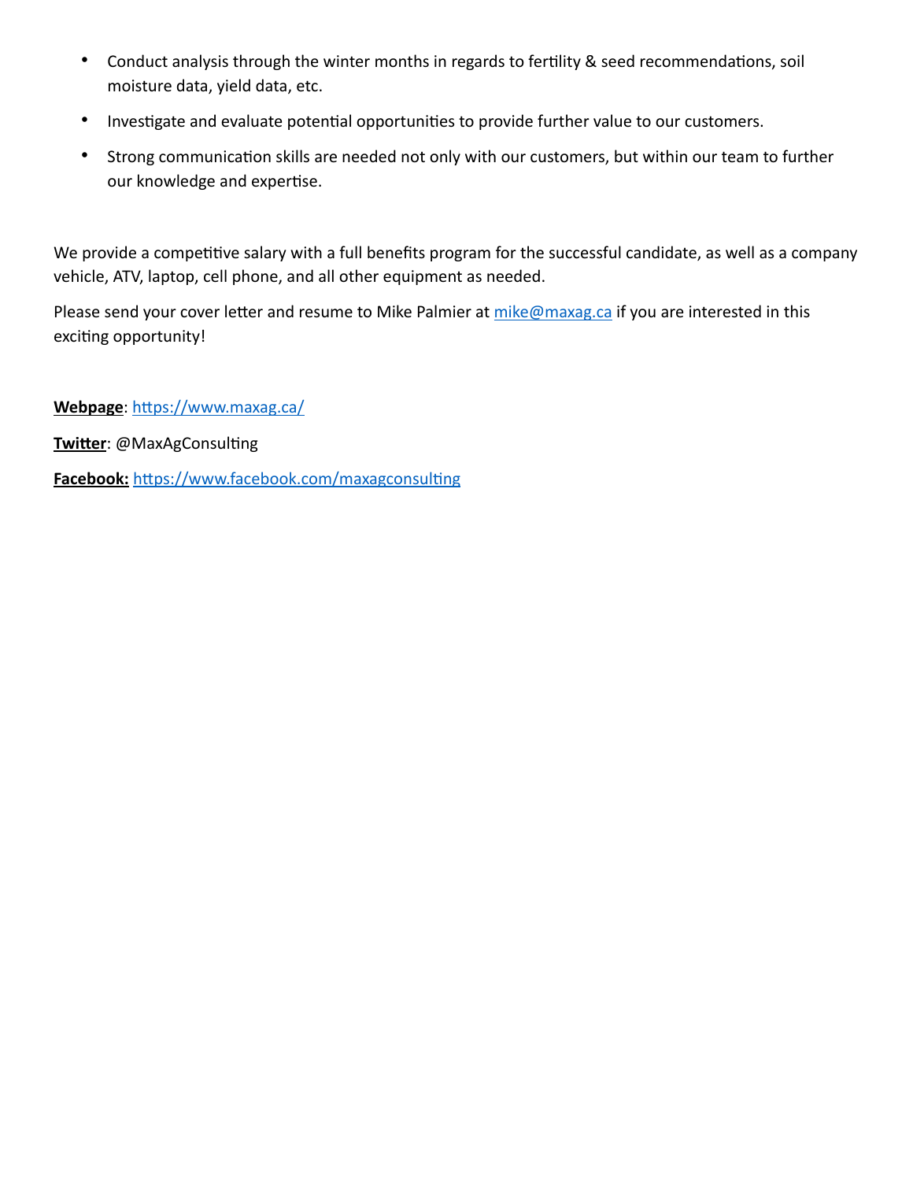- Conduct analysis through the winter months in regards to fertility & seed recommendations, soil moisture data, yield data, etc.
- Investigate and evaluate potential opportunities to provide further value to our customers.
- Strong communication skills are needed not only with our customers, but within our team to further our knowledge and expertise.

We provide a competitive salary with a full benefits program for the successful candidate, as well as a company vehicle, ATV, laptop, cell phone, and all other equipment as needed.

Please send your cover letter and resume to Mike Palmier at [mike@maxag.ca](mailto:mike@maxag.ca) if you are interested in this exciting opportunity!

**Webpage**: [https://www.maxag.ca/](https://www.maxag.ca/)

**Twitter**: @MaxAgConsulting

**Facebook:** [https://www.facebook.com/maxagconsulting](https://www.facebook.com/maxagconsulting)